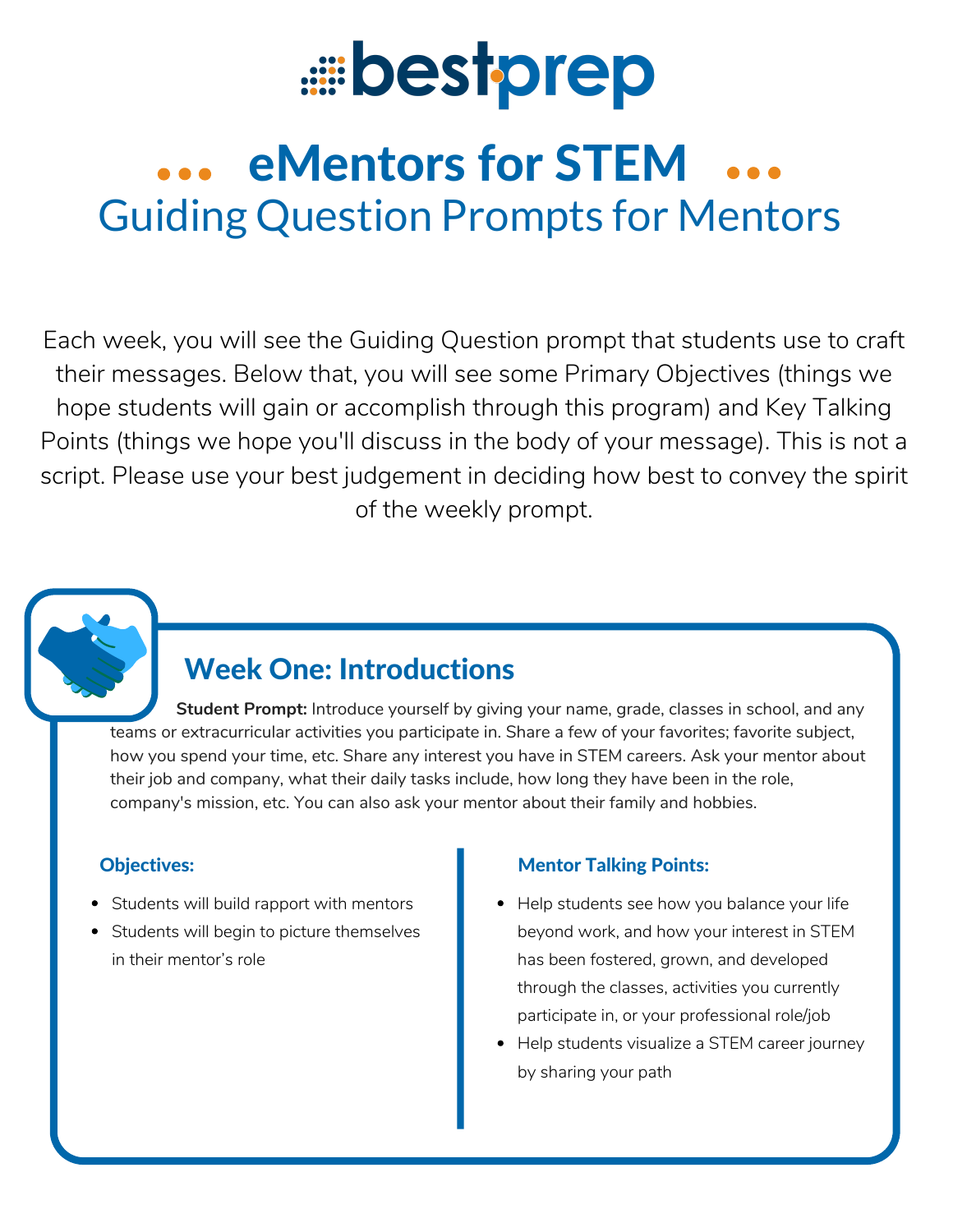# bestprep

# eMentors for STEM

## Guiding Question Prompts for Mentors

Each week, you will see the Guiding Question prompt that students use to craft their messages. Below that, you will see some Primary Objectives (things we hope students will gain or accomplish through this program) and Key Talking Points (things we hope you'll discuss in the body of your message). This is not a script. Please use your best judgement in deciding how best to convey the spirit of the weekly prompt.

### Week One: Introductions

**Student Prompt:** Introduce yourself by giving your name, grade, classes in school, and any teams or extracurricular activities you participate in. Share a few of your favorites; favorite subject, how you spend your time, etc. Share any interest you have in STEM careers. Ask your mentor about their job and company, what their daily tasks include, how long they have been in the role, company's mission, etc. You can also ask your mentor about their family and hobbies.

**Objectives:**

- Students will build rapport with mentors
- Students will begin to picture themselves in their mentor's role

**Mentor Talking Points:**

- Help students see how you balance your life beyond work, and how your interest in STEM has been fostered, grown, and developed through the classes, activities you currently participate in, or your professional role/job
- Help students visualize a STEM career journey by sharing your path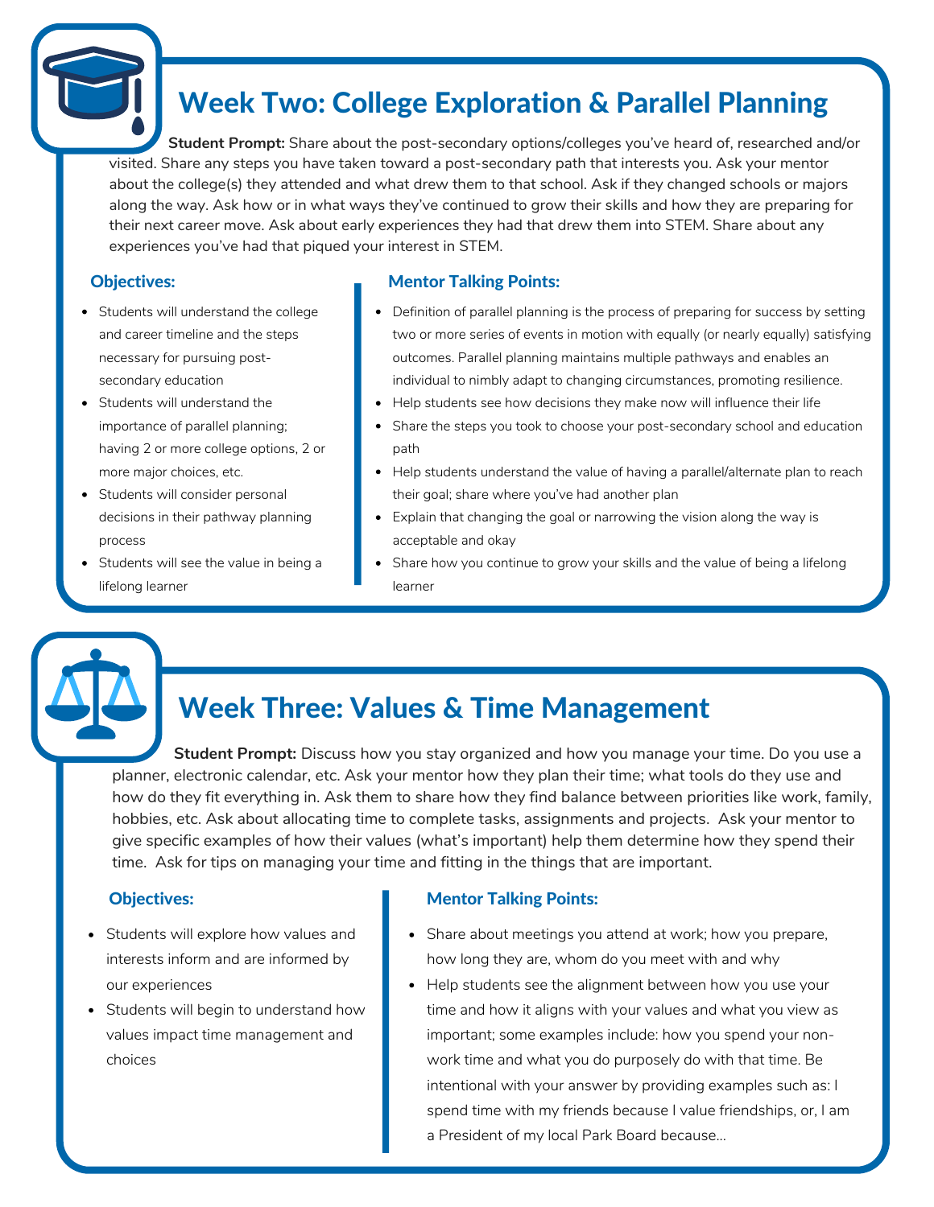## Week Two: College Exploration & Parallel Planning

**Student Prompt:** Share about the post-secondary options/colleges you've heard of, researched and/or visited. Share any steps you have taken toward a post-secondary path that interests you. Ask your mentor about the college(s) they attended and what drew them to that school. Ask if they changed schools or majors along the way. Ask how or in what ways they've continued to grow their skills and how they are preparing for their next career move. Ask about early experiences they had that drew them into STEM. Share about any experiences you've had that piqued your interest in STEM.

### Objectives:

- Students will understand the college and career timeline and the steps necessary for pursuing post-secondary education
- Students will understand the importance of parallel planning; having 2 or more college options, 2 or more major choices, etc.
- Students will consider personal decisions in their pathway planning process
- Students will see the value in being a lifelong learner

### Mentor Talking Points:

- Definition of parallel planning is the process of preparing for success by setting two or more series of events in motion with equally (or nearly equally) satisfying outcomes. Parallel planning maintains multiple pathways and enables an individual to nimbly adapt to changing circumstances, promoting resilience.
- Help students see how decisions they make now will influence their life
- Share the steps you took to choose your post-secondary school and education path
- Help students understand the value of having a parallel/alternate plan to reach their goal; share where you've had another plan
- Explain that changing the goal or narrowing the vision along the way is acceptable and okay
- Share how you continue to grow your skills and the value of being a lifelong learner

## Week Three: Values & Time Management

**Student Prompt:** Discuss how you stay organized and how you manage your time. Do you use a planner, electronic calendar, etc. Ask your mentor how they plan their time; what tools do they use and how do they fit everything in. Ask them to share how they find balance between priorities like work, family, hobbies, etc. Ask about allocating time to complete tasks, assignments and projects. Ask your mentor to give specific examples of how their values (what's important) help them determine how they spend their time. Ask for tips on managing your time and fitting in the things that are important.

### Objectives:

- Students will explore how values and interests inform and are informed by our experiences
- Students will begin to understand how values impact time management and choices

### Mentor Talking Points:

- Share about meetings you attend at work; how you prepare, how long they are, whom do you meet with and why
- Help students see the alignment between how you use your time and how it aligns with your values and what you view as important; some examples include: how you spend your non-work time and what you do purposely do with that time. Be intentional with your answer by providing examples such as: I spend time with my friends because I value friendships, or, I am a President of my local Park Board because...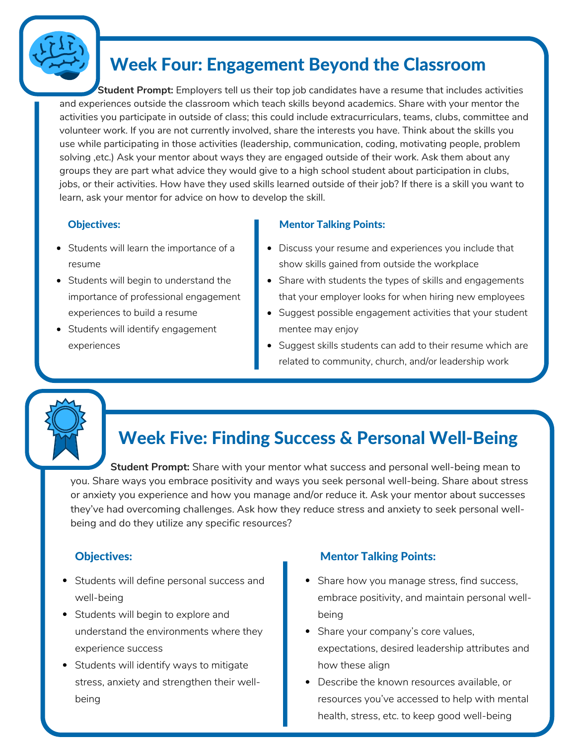## Week Four: Engagement Beyond the Classroom

**Student Prompt:** Employers tell us their top job candidates have a resume that includes activities and experiences outside the classroom which teach skills beyond academics. Share with your mentor the activities you participate in outside of class; this could include extracurriculars, teams, clubs, committee and volunteer work. If you are not currently involved, share the interests you have. Think about the skills you use while participating in those activities (leadership, communication, coding, motivating people, problem solving ,etc.) Ask your mentor about ways they are engaged outside of their work. Ask them about any groups they are part what advice they would give to a high school student about participation in clubs, jobs, or their activities. How have they used skills learned outside of their job? If there is a skill you want to learn, ask your mentor for advice on how to develop the skill.

### Objectives:

- Students will learn the importance of a resume
- Students will begin to understand the importance of professional engagement experiences to build a resume
- Students will identify engagement experiences

### Mentor Talking Points:

- Discuss your resume and experiences you include that show skills gained from outside the workplace
- Share with students the types of skills and engagements that your employer looks for when hiring new employees
- Suggest possible engagement activities that your student mentee may enjoy
- Suggest skills students can add to their resume which are related to community, church, and/or leadership work

## Week Five: Finding Success & Personal Well-Being

**Student Prompt:** Share with your mentor what success and personal well-being mean to you. Share ways you embrace positivity and ways you seek personal well-being. Share about stress or anxiety you experience and how you manage and/or reduce it. Ask your mentor about successes they've had overcoming challenges. Ask how they reduce stress and anxiety to seek personal well-being and do they utilize any specific resources?

### Objectives:

- Students will define personal success and well-being
- Students will begin to explore and understand the environments where they experience success
- Students will identify ways to mitigate stress, anxiety and strengthen their well-being

### Mentor Talking Points:

- Share how you manage stress, find success, embrace positivity, and maintain personal well-being
- Share your company's core values, expectations, desired leadership attributes and how these align
- Describe the known resources available, or resources you've accessed to help with mental health, stress, etc. to keep good well-being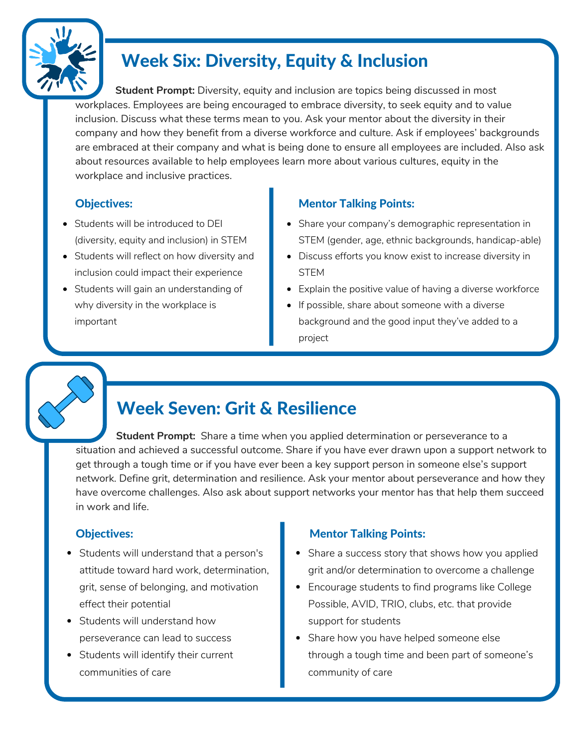## Week Six: Diversity, Equity & Inclusion

**Student Prompt:** Diversity, equity and inclusion are topics being discussed in most workplaces. Employees are being encouraged to embrace diversity, to seek equity and to value inclusion. Discuss what these terms mean to you. Ask your mentor about the diversity in their company and how they benefit from a diverse workforce and culture. Ask if employees' backgrounds are embraced at their company and what is being done to ensure all employees are included. Also ask about resources available to help employees learn more about various cultures, equity in the workplace and inclusive practices.

### Objectives:

- Students will be introduced to DEI (diversity, equity and inclusion) in STEM
- Students will reflect on how diversity and inclusion could impact their experience
- Students will gain an understanding of why diversity in the workplace is important

### Mentor Talking Points:

- Share your company's demographic representation in STEM (gender, age, ethnic backgrounds, handicap-able)
- Discuss efforts you know exist to increase diversity in STEM
- Explain the positive value of having a diverse workforce
- If possible, share about someone with a diverse background and the good input they've added to a project

## Week Seven: Grit & Resilience

**Student Prompt:** Share a time when you applied determination or perseverance to a situation and achieved a successful outcome. Share if you have ever drawn upon a support network to get through a tough time or if you have ever been a key support person in someone else's support network. Define grit, determination and resilience. Ask your mentor about perseverance and how they have overcome challenges. Also ask about support networks your mentor has that help them succeed in work and life.

### Objectives:

- Students will understand that a person's attitude toward hard work, determination, grit, sense of belonging, and motivation effect their potential
- Students will understand how perseverance can lead to success
- Students will identify their current communities of care

### Mentor Talking Points:

- Share a success story that shows how you applied grit and/or determination to overcome a challenge
- Encourage students to find programs like College Possible, AVID, TRIO, clubs, etc. that provide support for students
- Share how you have helped someone else through a tough time and been part of someone's community of care